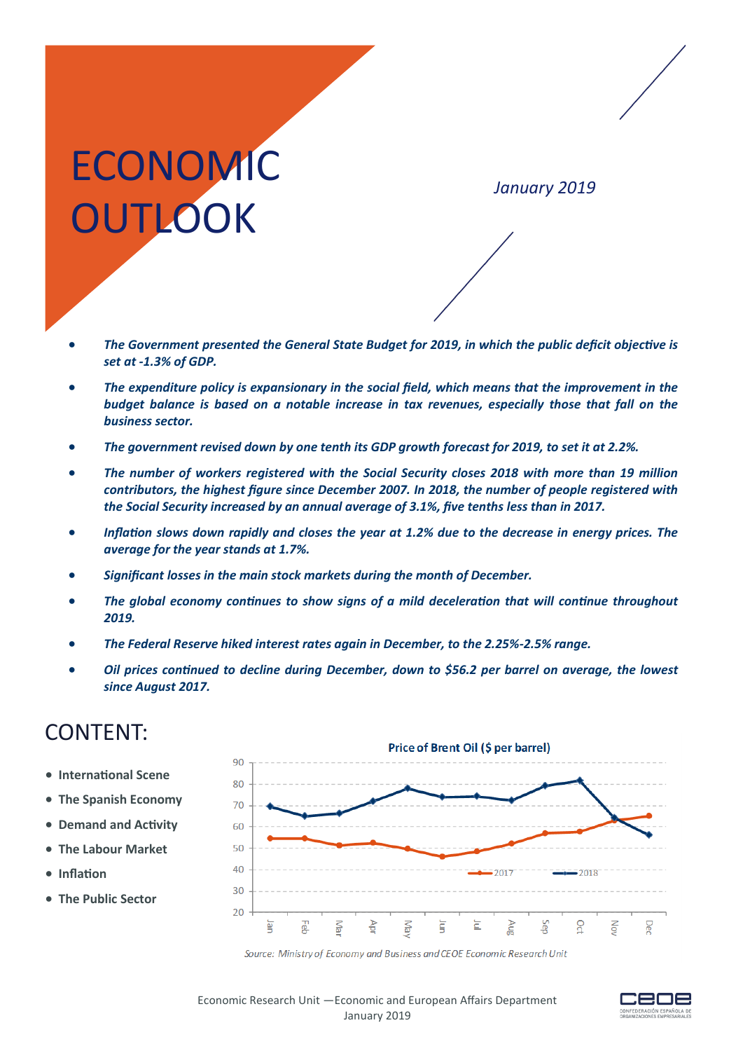# ECONOMIC OUTLOOK

*January 2019*

- ***The Government presented the General State Budget for 2019, in which the public deficit objective is set at -1.3% of GDP.***
- ***The expenditure policy is expansionary in the social field, which means that the improvement in the budget balance is based on a notable increase in tax revenues, especially those that fall on the business sector.***
- ***The government revised down by one tenth its GDP growth forecast for 2019, to set it at 2.2%.***
- ***The number of workers registered with the Social Security closes 2018 with more than 19 million contributors, the highest figure since December 2007. In 2018, the number of people registered with the Social Security increased by an annual average of 3.1%, five tenths less than in 2017.***
- ***Inflation slows down rapidly and closes the year at 1.2% due to the decrease in energy prices. The average for the year stands at 1.7%.***
- ***Significant losses in the main stock markets during the month of December.***
- ***The global economy continues to show signs of a mild deceleration that will continue throughout 2019.***
- ***The Federal Reserve hiked interest rates again in December, to the 2.25%-2.5% range.***
- ***Oil prices continued to decline during December, down to $56.2 per barrel on average, the lowest since August 2017.***

## CONTENT:

- **International Scene**
- **The Spanish Economy**
- **Demand and Activity**
- **The Labour Market**
- **Inflation**
- **The Public Sector**

**Price of Brent Oil ($ per barrel)**

*Source: Ministry of Economy and Business and CEOE Economic Research Unit*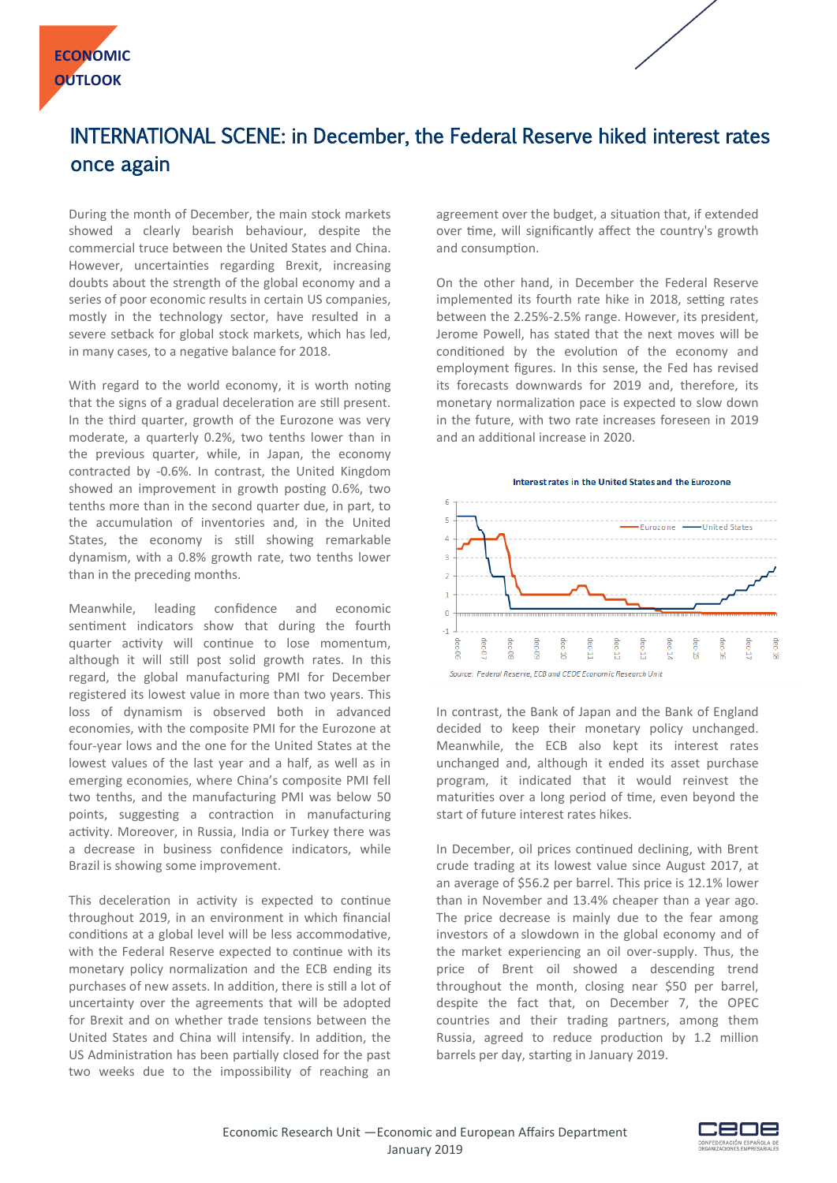# INTERNATIONAL SCENE: in December, the Federal Reserve hiked interest rates once again

During the month of December, the main stock markets showed a clearly bearish behaviour, despite the commercial truce between the United States and China. However, uncertainties regarding Brexit, increasing doubts about the strength of the global economy and a series of poor economic results in certain US companies, mostly in the technology sector, have resulted in a severe setback for global stock markets, which has led, in many cases, to a negative balance for 2018.

With regard to the world economy, it is worth noting that the signs of a gradual deceleration are still present. In the third quarter, growth of the Eurozone was very moderate, a quarterly 0.2%, two tenths lower than in the previous quarter, while, in Japan, the economy contracted by -0.6%. In contrast, the United Kingdom showed an improvement in growth posting 0.6%, two tenths more than in the second quarter due, in part, to the accumulation of inventories and, in the United States, the economy is still showing remarkable dynamism, with a 0.8% growth rate, two tenths lower than in the preceding months.

Meanwhile, leading confidence and economic sentiment indicators show that during the fourth quarter activity will continue to lose momentum, although it will still post solid growth rates. In this regard, the global manufacturing PMI for December registered its lowest value in more than two years. This loss of dynamism is observed both in advanced economies, with the composite PMI for the Eurozone at four-year lows and the one for the United States at the lowest values of the last year and a half, as well as in emerging economies, where China's composite PMI fell two tenths, and the manufacturing PMI was below 50 points, suggesting a contraction in manufacturing activity. Moreover, in Russia, India or Turkey there was a decrease in business confidence indicators, while Brazil is showing some improvement.

This deceleration in activity is expected to continue throughout 2019, in an environment in which financial conditions at a global level will be less accommodative, with the Federal Reserve expected to continue with its monetary policy normalization and the ECB ending its purchases of new assets. In addition, there is still a lot of uncertainty over the agreements that will be adopted for Brexit and on whether trade tensions between the United States and China will intensify. In addition, the US Administration has been partially closed for the past two weeks due to the impossibility of reaching an agreement over the budget, a situation that, if extended over time, will significantly affect the country's growth and consumption.

On the other hand, in December the Federal Reserve implemented its fourth rate hike in 2018, setting rates between the 2.25%-2.5% range. However, its president, Jerome Powell, has stated that the next moves will be conditioned by the evolution of the economy and employment figures. In this sense, the Fed has revised its forecasts downwards for 2019 and, therefore, its monetary normalization pace is expected to slow down in the future, with two rate increases foreseen in 2019 and an additional increase in 2020.

**Interest rates in the United States and the Eurozone**

*Source: Federal Reserve, ECB and CEOE Economic Research Unit*

In contrast, the Bank of Japan and the Bank of England decided to keep their monetary policy unchanged. Meanwhile, the ECB also kept its interest rates unchanged and, although it ended its asset purchase program, it indicated that it would reinvest the maturities over a long period of time, even beyond the start of future interest rates hikes.

In December, oil prices continued declining, with Brent crude trading at its lowest value since August 2017, at an average of $56.2 per barrel. This price is 12.1% lower than in November and 13.4% cheaper than a year ago. The price decrease is mainly due to the fear among investors of a slowdown in the global economy and of the market experiencing an oil over-supply. Thus, the price of Brent oil showed a descending trend throughout the month, closing near $50 per barrel, despite the fact that, on December 7, the OPEC countries and their trading partners, among them Russia, agreed to reduce production by 1.2 million barrels per day, starting in January 2019.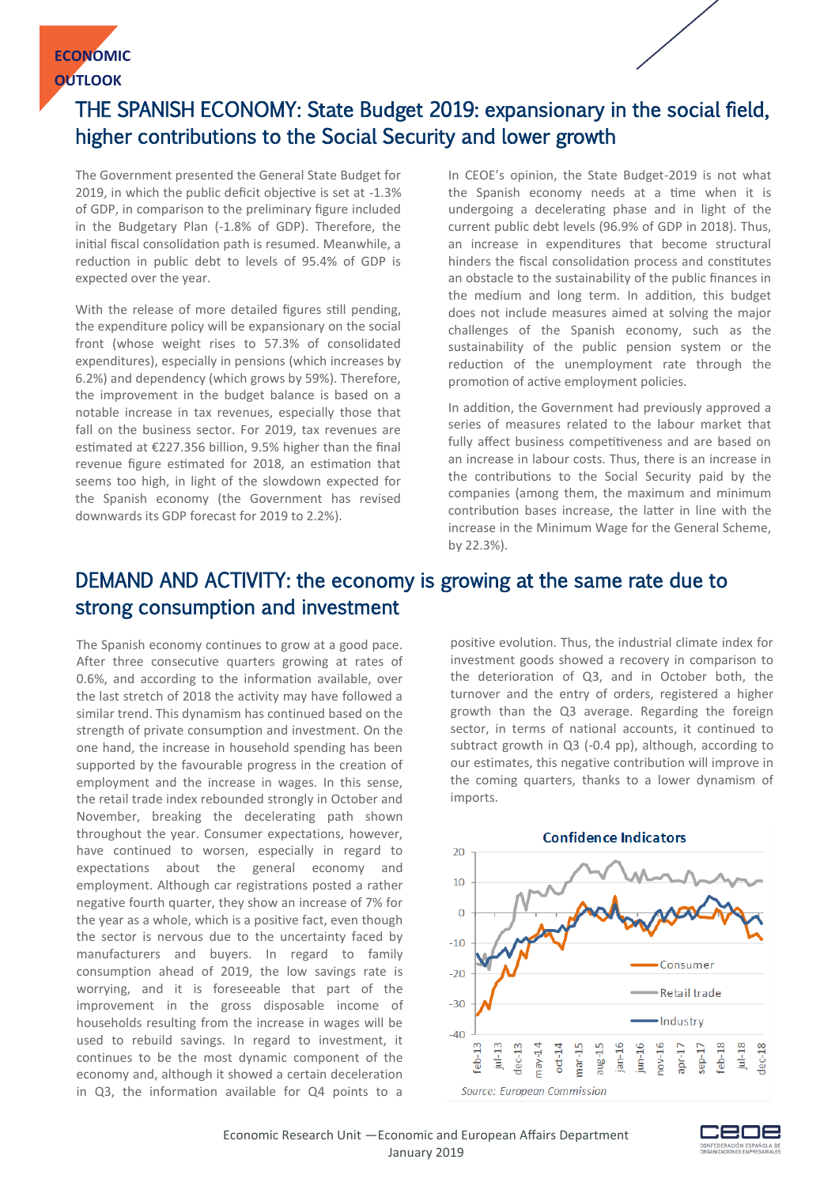# THE SPANISH ECONOMY: State Budget 2019: expansionary in the social field, higher contributions to the Social Security and lower growth

The Government presented the General State Budget for 2019, in which the public deficit objective is set at -1.3% of GDP, in comparison to the preliminary figure included in the Budgetary Plan (-1.8% of GDP). Therefore, the initial fiscal consolidation path is resumed. Meanwhile, a reduction in public debt to levels of 95.4% of GDP is expected over the year.

With the release of more detailed figures still pending, the expenditure policy will be expansionary on the social front (whose weight rises to 57.3% of consolidated expenditures), especially in pensions (which increases by 6.2%) and dependency (which grows by 59%). Therefore, the improvement in the budget balance is based on a notable increase in tax revenues, especially those that fall on the business sector. For 2019, tax revenues are estimated at €227.356 billion, 9.5% higher than the final revenue figure estimated for 2018, an estimation that seems too high, in light of the slowdown expected for the Spanish economy (the Government has revised downwards its GDP forecast for 2019 to 2.2%).

In CEOE's opinion, the State Budget-2019 is not what the Spanish economy needs at a time when it is undergoing a decelerating phase and in light of the current public debt levels (96.9% of GDP in 2018). Thus, an increase in expenditures that become structural hinders the fiscal consolidation process and constitutes an obstacle to the sustainability of the public finances in the medium and long term. In addition, this budget does not include measures aimed at solving the major challenges of the Spanish economy, such as the sustainability of the public pension system or the reduction of the unemployment rate through the promotion of active employment policies.

In addition, the Government had previously approved a series of measures related to the labour market that fully affect business competitiveness and are based on an increase in labour costs. Thus, there is an increase in the contributions to the Social Security paid by the companies (among them, the maximum and minimum contribution bases increase, the latter in line with the increase in the Minimum Wage for the General Scheme, by 22.3%).

# DEMAND AND ACTIVITY: the economy is growing at the same rate due to strong consumption and investment

The Spanish economy continues to grow at a good pace. After three consecutive quarters growing at rates of 0.6%, and according to the information available, over the last stretch of 2018 the activity may have followed a similar trend. This dynamism has continued based on the strength of private consumption and investment. On the one hand, the increase in household spending has been supported by the favourable progress in the creation of employment and the increase in wages. In this sense, the retail trade index rebounded strongly in October and November, breaking the decelerating path shown throughout the year. Consumer expectations, however, have continued to worsen, especially in regard to expectations about the general economy and employment. Although car registrations posted a rather negative fourth quarter, they show an increase of 7% for the year as a whole, which is a positive fact, even though the sector is nervous due to the uncertainty faced by manufacturers and buyers. In regard to family consumption ahead of 2019, the low savings rate is worrying, and it is foreseeable that part of the improvement in the gross disposable income of households resulting from the increase in wages will be used to rebuild savings. In regard to investment, it continues to be the most dynamic component of the economy and, although it showed a certain deceleration in Q3, the information available for Q4 points to a positive evolution. Thus, the industrial climate index for investment goods showed a recovery in comparison to the deterioration of Q3, and in October both, the turnover and the entry of orders, registered a higher growth than the Q3 average. Regarding the foreign sector, in terms of national accounts, it continued to subtract growth in Q3 (-0.4 pp), although, according to our estimates, this negative contribution will improve in the coming quarters, thanks to a lower dynamism of imports.

**Confidence Indicators**

Source: *European Commission*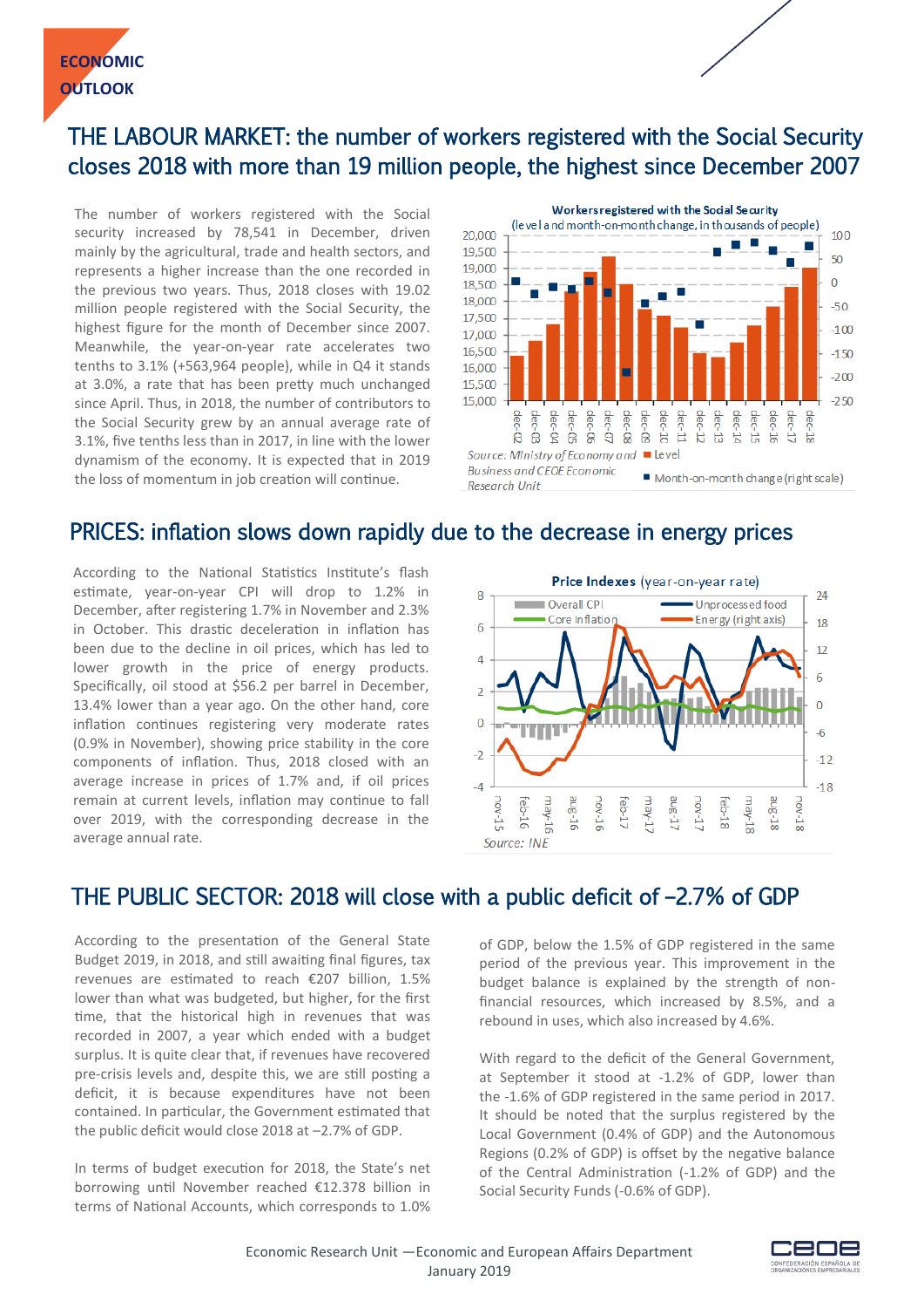ECONOMIC OUTLOOK

# THE LABOUR MARKET: the number of workers registered with the Social Security closes 2018 with more than 19 million people, the highest since December 2007

The number of workers registered with the Social security increased by 78,541 in December, driven mainly by the agricultural, trade and health sectors, and represents a higher increase than the one recorded in the previous two years. Thus, 2018 closes with 19.02 million people registered with the Social Security, the highest figure for the month of December since 2007. Meanwhile, the year-on-year rate accelerates two tenths to 3.1% (+563,964 people), while in Q4 it stands at 3.0%, a rate that has been pretty much unchanged since April. Thus, in 2018, the number of contributors to the Social Security grew by an annual average rate of 3.1%, five tenths less than in 2017, in line with the lower dynamism of the economy. It is expected that in 2019 the loss of momentum in job creation will continue.

**Workers registered with the Social Security**
(level and month-on-month change, in thousands of people)

20,000
19,500
19,000
18,500
18,000
17,500
17,000
16,500
16,000
15,500
15,000

100
50
0
-50
-100
-150
-200
-250

dec-02 dec-03 dec-04 dec-05 dec-06 dec-07 dec-08 dec-09 dec-10 dec-11 dec-12 dec-13 dec-14 dec-15 dec-16 dec-17 dec-18

Level
Month-on-month change (right scale)

Source: Ministry of Economy and Business and CEOE Economic Research Unit

## PRICES: inflation slows down rapidly due to the decrease in energy prices

According to the National Statistics Institute's flash estimate, year-on-year CPI will drop to 1.2% in December, after registering 1.7% in November and 2.3% in October. This drastic deceleration in inflation has been due to the decline in oil prices, which has led to lower growth in the price of energy products. Specifically, oil stood at $56.2 per barrel in December, 13.4% lower than a year ago. On the other hand, core inflation continues registering very moderate rates (0.9% in November), showing price stability in the core components of inflation. Thus, 2018 closed with an average increase in prices of 1.7% and, if oil prices remain at current levels, inflation may continue to fall over 2019, with the corresponding decrease in the average annual rate.

**Price Indexes** (year-on-year rate)

8
6
4
2
0
-2
-4

24
18
12
6
0
-6
-12
-18

Overall CPI
Core Inflation
Unprocessed food
Energy (right axis)

nov-15 feb-16 may-16 aug-16 nov-16 feb-17 may-17 aug-17 nov-17 feb-18 may-18 aug-18 nov-18

Source: INE

## THE PUBLIC SECTOR: 2018 will close with a public deficit of –2.7% of GDP

According to the presentation of the General State Budget 2019, in 2018, and still awaiting final figures, tax revenues are estimated to reach €207 billion, 1.5% lower than what was budgeted, but higher, for the first time, that the historical high in revenues that was recorded in 2007, a year which ended with a budget surplus. It is quite clear that, if revenues have recovered pre-crisis levels and, despite this, we are still posting a deficit, it is because expenditures have not been contained. In particular, the Government estimated that the public deficit would close 2018 at –2.7% of GDP.

In terms of budget execution for 2018, the State's net borrowing until November reached €12.378 billion in terms of National Accounts, which corresponds to 1.0% of GDP, below the 1.5% of GDP registered in the same period of the previous year. This improvement in the budget balance is explained by the strength of non-financial resources, which increased by 8.5%, and a rebound in uses, which also increased by 4.6%.

With regard to the deficit of the General Government, at September it stood at -1.2% of GDP, lower than the -1.6% of GDP registered in the same period in 2017. It should be noted that the surplus registered by the Local Government (0.4% of GDP) and the Autonomous Regions (0.2% of GDP) is offset by the negative balance of the Central Administration (-1.2% of GDP) and the Social Security Funds (-0.6% of GDP).

Economic Research Unit —Economic and European Affairs Department
January 2019